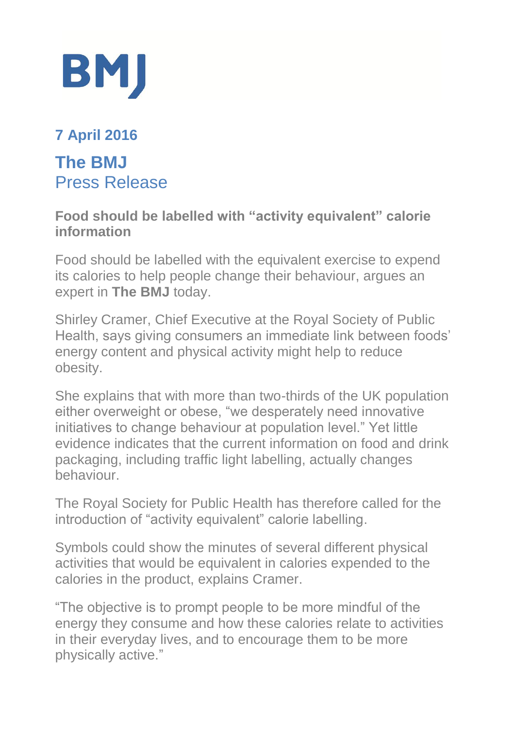# BMJ

**7 April 2016**

## The BMJ
Press Release

### Food should be labelled with "activity equivalent" calorie information

Food should be labelled with the equivalent exercise to expend its calories to help people change their behaviour, argues an expert in **The BMJ** today.

Shirley Cramer, Chief Executive at the Royal Society of Public Health, says giving consumers an immediate link between foods' energy content and physical activity might help to reduce obesity.

She explains that with more than two-thirds of the UK population either overweight or obese, "we desperately need innovative initiatives to change behaviour at population level." Yet little evidence indicates that the current information on food and drink packaging, including traffic light labelling, actually changes behaviour.

The Royal Society for Public Health has therefore called for the introduction of "activity equivalent" calorie labelling.

Symbols could show the minutes of several different physical activities that would be equivalent in calories expended to the calories in the product, explains Cramer.

"The objective is to prompt people to be more mindful of the energy they consume and how these calories relate to activities in their everyday lives, and to encourage them to be more physically active."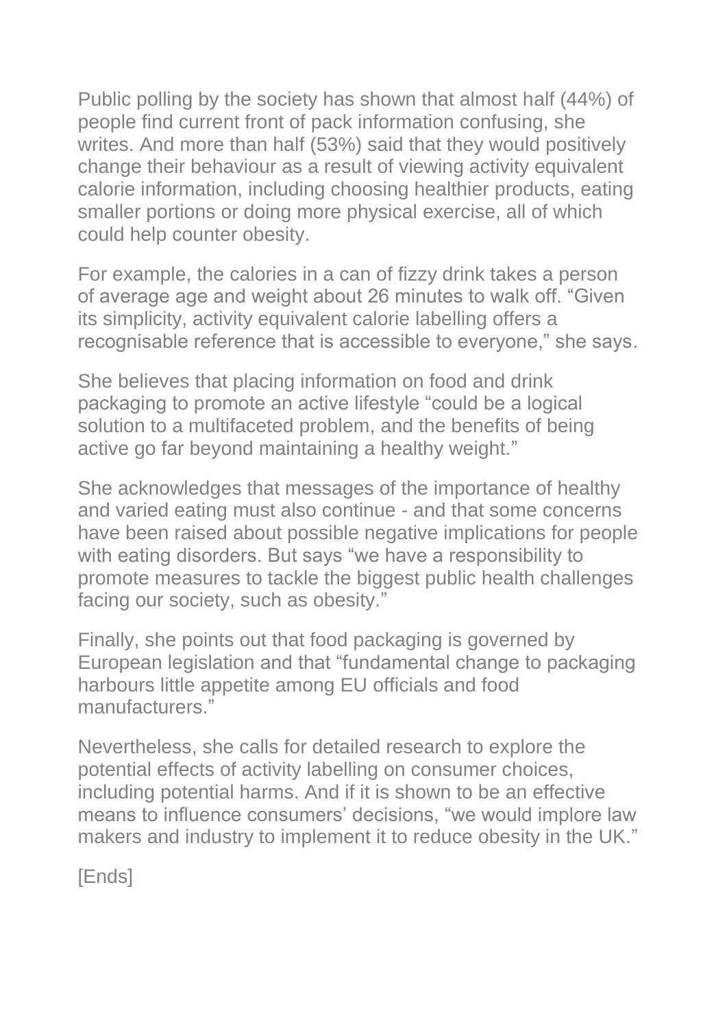Public polling by the society has shown that almost half (44%) of people find current front of pack information confusing, she writes. And more than half (53%) said that they would positively change their behaviour as a result of viewing activity equivalent calorie information, including choosing healthier products, eating smaller portions or doing more physical exercise, all of which could help counter obesity.

For example, the calories in a can of fizzy drink takes a person of average age and weight about 26 minutes to walk off. “Given its simplicity, activity equivalent calorie labelling offers a recognisable reference that is accessible to everyone,” she says.

She believes that placing information on food and drink packaging to promote an active lifestyle “could be a logical solution to a multifaceted problem, and the benefits of being active go far beyond maintaining a healthy weight.”

She acknowledges that messages of the importance of healthy and varied eating must also continue - and that some concerns have been raised about possible negative implications for people with eating disorders. But says “we have a responsibility to promote measures to tackle the biggest public health challenges facing our society, such as obesity.”

Finally, she points out that food packaging is governed by European legislation and that “fundamental change to packaging harbours little appetite among EU officials and food manufacturers.”

Nevertheless, she calls for detailed research to explore the potential effects of activity labelling on consumer choices, including potential harms. And if it is shown to be an effective means to influence consumers’ decisions, “we would implore law makers and industry to implement it to reduce obesity in the UK.”

[Ends]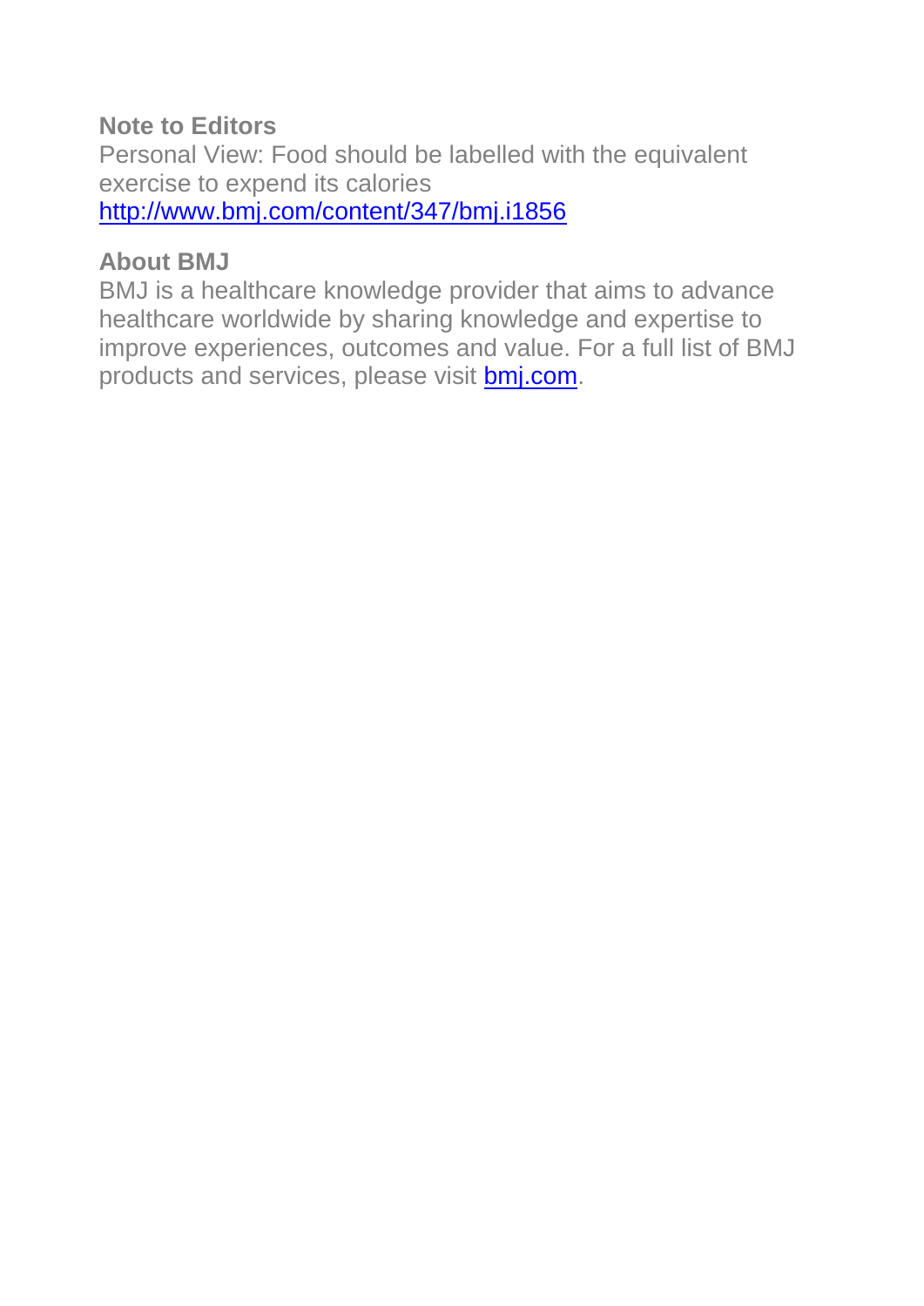**Note to Editors**

Personal View: Food should be labelled with the equivalent exercise to expend its calories
[http://www.bmj.com/content/347/bmj.i1856](http://www.bmj.com/content/347/bmj.i1856)

**About BMJ**

BMJ is a healthcare knowledge provider that aims to advance healthcare worldwide by sharing knowledge and expertise to improve experiences, outcomes and value. For a full list of BMJ products and services, please visit [bmj.com](http://bmj.com).